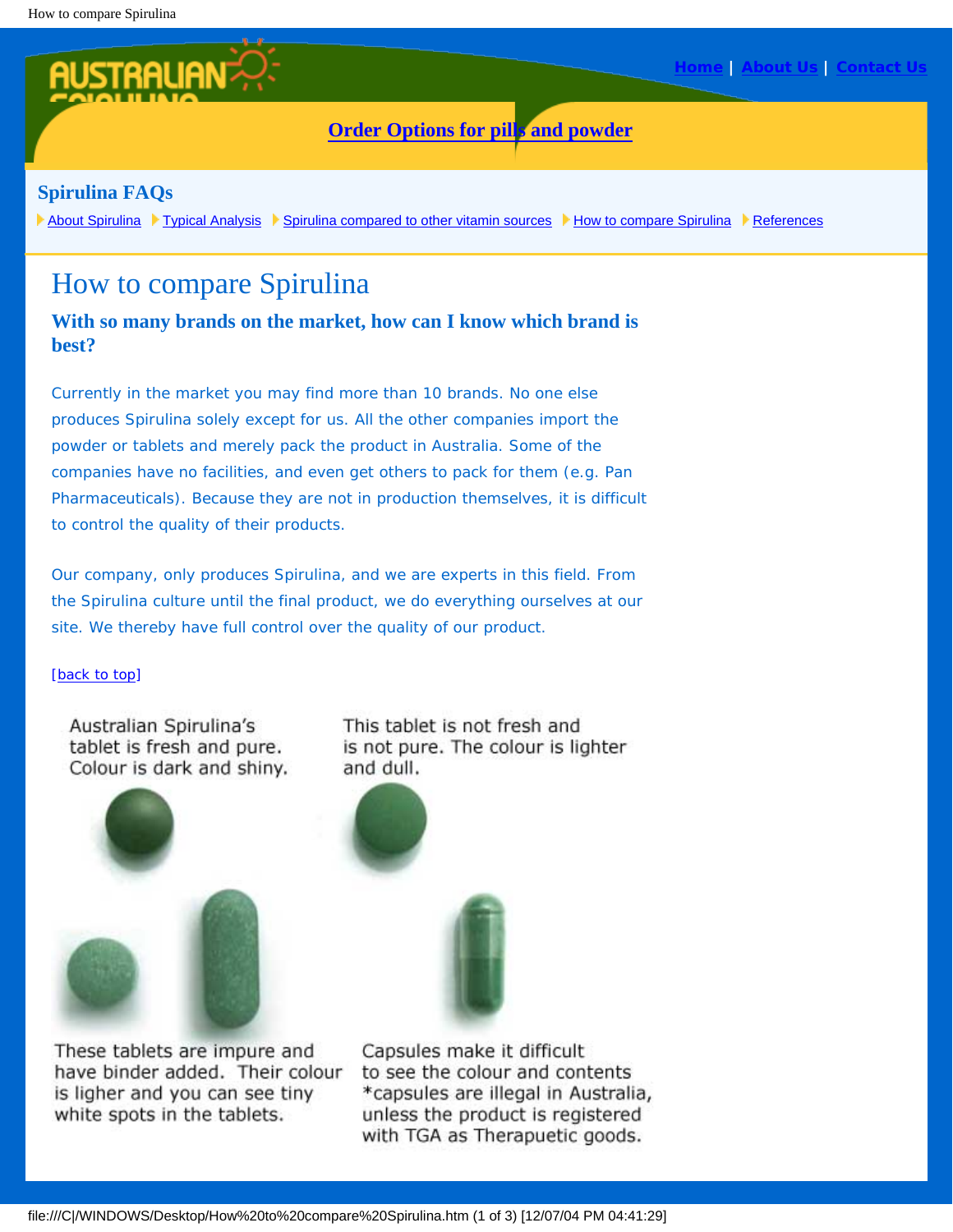**Home** | **About Us** | **Contact Us**

**Order Options for pills and powder**

## Spirulina FAQs

About Spirulina | Typical Analysis | Spirulina compared to other vitamin sources | How to compare Spirulina | References

# How to compare Spirulina

### With so many brands on the market, how can I know which brand is best?

Currently in the market you may find more than 10 brands. No one else produces Spirulina solely except for us. All the other companies import the powder or tablets and merely pack the product in Australia. Some of the companies have no facilities, and even get others to pack for them (e.g. Pan Pharmaceuticals). Because they are not in production themselves, it is difficult to control the quality of their products.

Our company, only produces Spirulina, and we are experts in this field. From the Spirulina culture until the final product, we do everything ourselves at our site. We thereby have full control over the quality of our product.

[back to top]

Australian Spirulina's tablet is fresh and pure. Colour is dark and shiny.

This tablet is not fresh and is not pure. The colour is lighter and dull.

These tablets are impure and have binder added. Their colour is ligher and you can see tiny white spots in the tablets.

Capsules make it difficult to see the colour and contents *capsules are illegal in Australia, unless the product is registered with TGA as Therapuetic goods.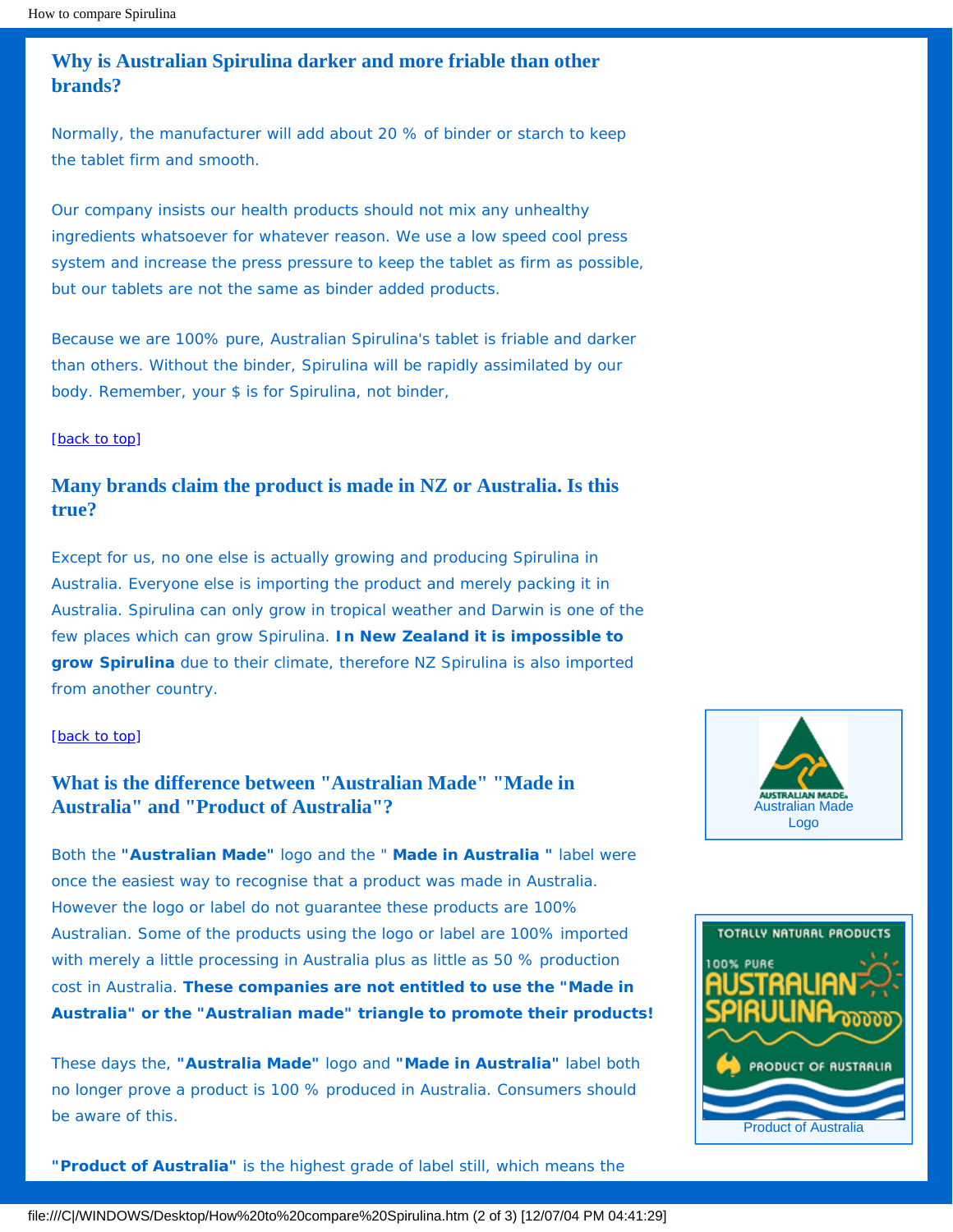## Why is Australian Spirulina darker and more friable than other brands?

Normally, the manufacturer will add about 20 % of binder or starch to keep the tablet firm and smooth.

Our company insists our health products should not mix any unhealthy ingredients whatsoever for whatever reason. We use a low speed cool press system and increase the press pressure to keep the tablet as firm as possible, but our tablets are not the same as binder added products.

Because we are 100% pure, Australian Spirulina's tablet is friable and darker than others. Without the binder, Spirulina will be rapidly assimilated by our body. Remember, your $ is for Spirulina, not binder,

[back to top]

## Many brands claim the product is made in NZ or Australia. Is this true?

Except for us, no one else is actually growing and producing Spirulina in Australia. Everyone else is importing the product and merely packing it in Australia. Spirulina can only grow in tropical weather and Darwin is one of the few places which can grow Spirulina. **In New Zealand it is impossible to grow Spirulina** due to their climate, therefore NZ Spirulina is also imported from another country.

[back to top]

## What is the difference between "Australian Made" "Made in Australia" and "Product of Australia"?

Australian Made Logo

Both the **"Australian Made"** logo and the " **Made in Australia "** label were once the easiest way to recognise that a product was made in Australia. However the logo or label do not guarantee these products are 100% Australian. Some of the products using the logo or label are 100% imported with merely a little processing in Australia plus as little as 50 % production cost in Australia. **These companies are not entitled to use the "Made in Australia" or the "Australian made" triangle to promote their products!**

Product of Australia

These days the, **"Australia Made"** logo and **"Made in Australia"** label both no longer prove a product is 100 % produced in Australia. Consumers should be aware of this.

**"Product of Australia"** is the highest grade of label still, which means the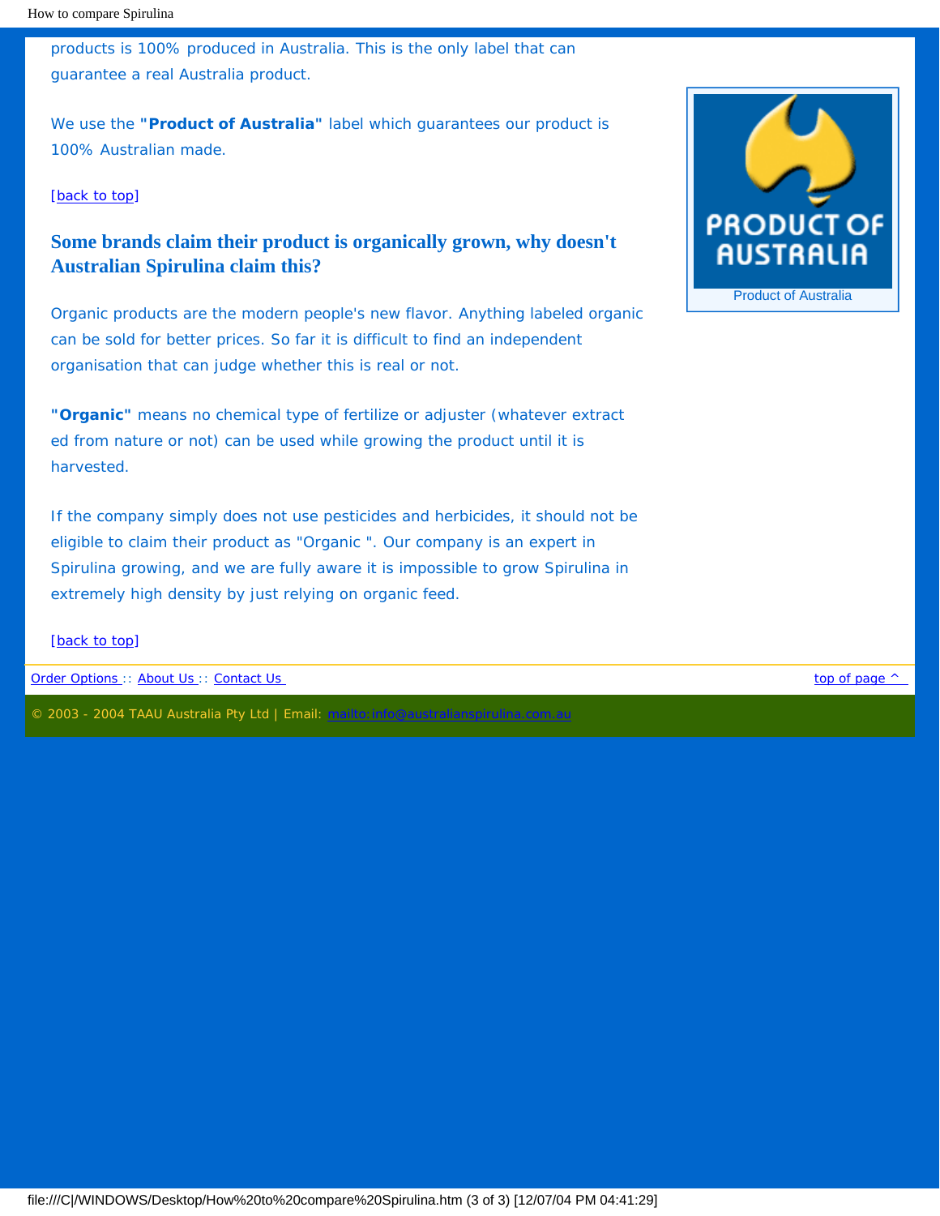products is 100% produced in Australia. This is the only label that can guarantee a real Australia product.

We use the **"Product of Australia"** label which guarantees our product is 100% Australian made.

Product of Australia

[back to top]

## Some brands claim their product is organically grown, why doesn't Australian Spirulina claim this?

Organic products are the modern people's new flavor. Anything labeled organic can be sold for better prices. So far it is difficult to find an independent organisation that can judge whether this is real or not.

**"Organic"** means no chemical type of fertilize or adjuster (whatever extract ed from nature or not) can be used while growing the product until it is harvested.

If the company simply does not use pesticides and herbicides, it should not be eligible to claim their product as "Organic ". Our company is an expert in Spirulina growing, and we are fully aware it is impossible to grow Spirulina in extremely high density by just relying on organic feed.

[back to top]

Order Options :: About Us :: Contact Us

top of page ^

© 2003 - 2004 TAAU Australia Pty Ltd | Email: mailto:info@australianspirulina.com.au